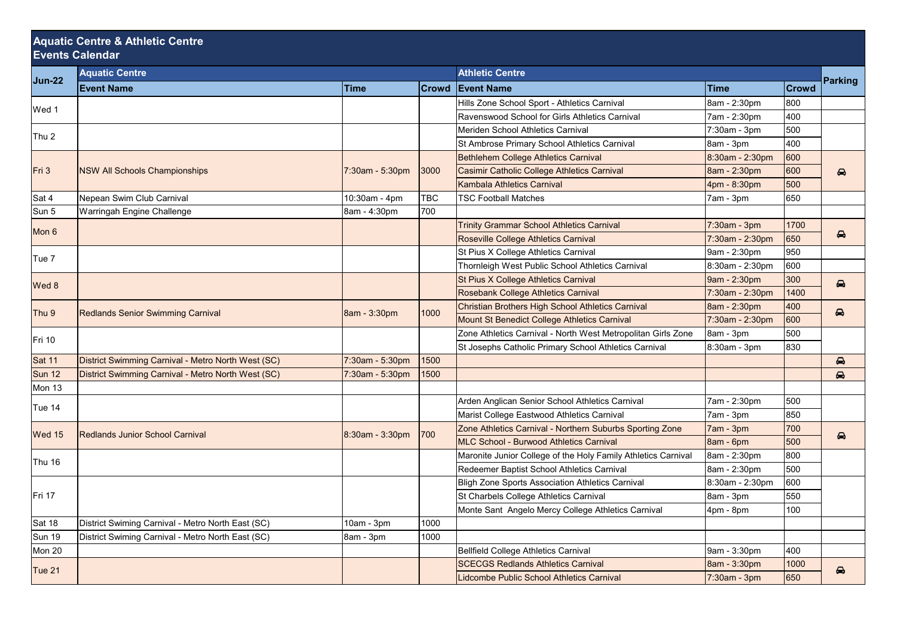## Aquatic Centre & Athletic Centre
## Events Calendar

| Jun-22 | Aquatic Centre | | | Athletic Centre | | | Parking |
|---|---|---|---|---|---|---|---|
| | Event Name | Time | Crowd | Event Name | Time | Crowd | |
| Wed 1 | | | | Hills Zone School Sport - Athletics Carnival | 8am - 2:30pm | 800 | |
| | | | | Ravenswood School for Girls Athletics Carnival | 7am - 2:30pm | 400 | |
| Thu 2 | | | | Meriden School Athletics Carnival | 7:30am - 3pm | 500 | |
| | | | | St Ambrose Primary School Athletics Carnival | 8am - 3pm | 400 | |
| Fri 3 | NSW All Schools Championships | 7:30am - 5:30pm | 3000 | Bethlehem College Athletics Carnival | 8:30am - 2:30pm | 600 | 🚘 |
| | | | | Casimir Catholic College Athletics Carnival | 8am - 2:30pm | 600 | |
| | | | | Kambala Athletics Carnival | 4pm - 8:30pm | 500 | |
| Sat 4 | Nepean Swim Club Carnival | 10:30am - 4pm | TBC | TSC Football Matches | 7am - 3pm | 650 | |
| Sun 5 | Warringah Engine Challenge | 8am - 4:30pm | 700 | | | | |
| Mon 6 | | | | Trinity Grammar School Athletics Carnival | 7:30am - 3pm | 1700 | 🚘 |
| | | | | Roseville College Athletics Carnival | 7:30am - 2:30pm | 650 | |
| Tue 7 | | | | St Pius X College Athletics Carnival | 9am - 2:30pm | 950 | |
| | | | | Thornleigh West Public School Athletics Carnival | 8:30am - 2:30pm | 600 | |
| Wed 8 | | | | St Pius X College Athletics Carnival | 9am - 2:30pm | 300 | 🚘 |
| | | | | Rosebank College Athletics Carnival | 7:30am - 2:30pm | 1400 | |
| Thu 9 | Redlands Senior Swimming Carnival | 8am - 3:30pm | 1000 | Christian Brothers High School Athletics Carnival | 8am - 2:30pm | 400 | 🚘 |
| | | | | Mount St Benedict College Athletics Carnival | 7:30am - 2:30pm | 600 | |
| Fri 10 | | | | Zone Athletics Carnival - North West Metropolitan Girls Zone | 8am - 3pm | 500 | |
| | | | | St Josephs Catholic Primary School Athletics Carnival | 8:30am - 3pm | 830 | |
| Sat 11 | District Swimming Carnival - Metro North West (SC) | 7:30am - 5:30pm | 1500 | | | | 🚘 |
| Sun 12 | District Swimming Carnival - Metro North West (SC) | 7:30am - 5:30pm | 1500 | | | | 🚘 |
| Mon 13 | | | | | | | |
| Tue 14 | | | | Arden Anglican Senior School Athletics Carnival | 7am - 2:30pm | 500 | |
| | | | | Marist College Eastwood Athletics Carnival | 7am - 3pm | 850 | |
| Wed 15 | Redlands Junior School Carnival | 8:30am - 3:30pm | 700 | Zone Athletics Carnival - Northern Suburbs Sporting Zone | 7am - 3pm | 700 | 🚘 |
| | | | | MLC School - Burwood Athletics Carnival | 8am - 6pm | 500 | |
| Thu 16 | | | | Maronite Junior College of the Holy Family Athletics Carnival | 8am - 2:30pm | 800 | |
| | | | | Redeemer Baptist School Athletics Carnival | 8am - 2:30pm | 500 | |
| Fri 17 | | | | Bligh Zone Sports Association Athletics Carnival | 8:30am - 2:30pm | 600 | |
| | | | | St Charbels College Athletics Carnival | 8am - 3pm | 550 | |
| | | | | Monte Sant Angelo Mercy College Athletics Carnival | 4pm - 8pm | 100 | |
| Sat 18 | District Swiming Carnival - Metro North East (SC) | 10am - 3pm | 1000 | | | | |
| Sun 19 | District Swiming Carnival - Metro North East (SC) | 8am - 3pm | 1000 | | | | |
| Mon 20 | | | | Bellfield College Athletics Carnival | 9am - 3:30pm | 400 | |
| Tue 21 | | | | SCECGS Redlands Athletics Carnival | 8am - 3:30pm | 1000 | 🚘 |
| | | | | Lidcombe Public School Athletics Carnival | 7:30am - 3pm | 650 | |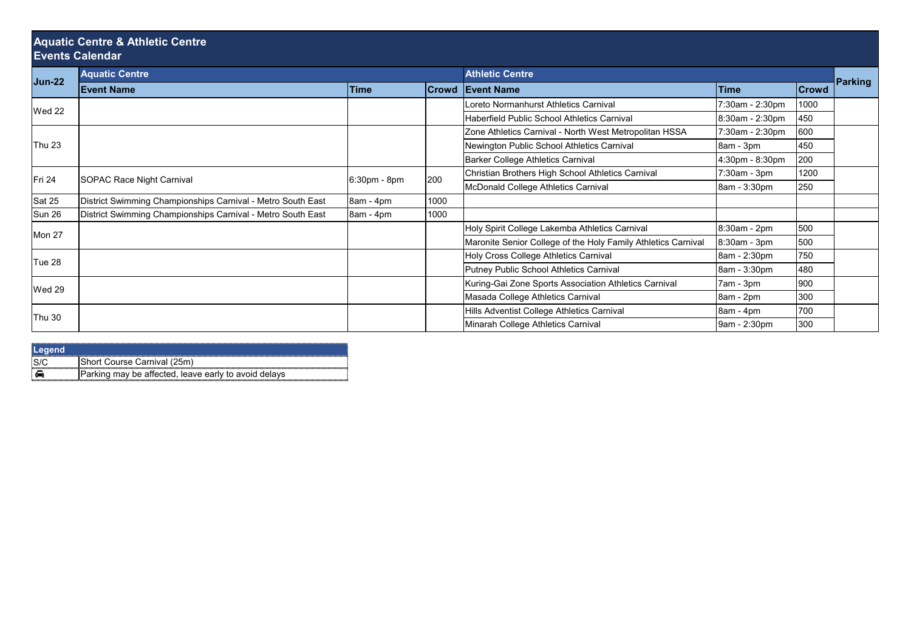# Aquatic Centre & Athletic Centre
## Events Calendar

| Jun-22 | Aquatic Centre | | | Athletic Centre | | | Parking |
|---|---|---|---|---|---|---|---|
| | Event Name | Time | Crowd | Event Name | Time | Crowd | |
| Wed 22 | | | | Loreto Normanhurst Athletics Carnival | 7:30am - 2:30pm | 1000 | |
| | | | | Haberfield Public School Athletics Carnival | 8:30am - 2:30pm | 450 | |
| Thu 23 | | | | Zone Athletics Carnival - North West Metropolitan HSSA | 7:30am - 2:30pm | 600 | |
| | | | | Newington Public School Athletics Carnival | 8am - 3pm | 450 | |
| | | | | Barker College Athletics Carnival | 4:30pm - 8:30pm | 200 | |
| Fri 24 | SOPAC Race Night Carnival | 6:30pm - 8pm | 200 | Christian Brothers High School Athletics Carnival | 7:30am - 3pm | 1200 | |
| | | | | McDonald College Athletics Carnival | 8am - 3:30pm | 250 | |
| Sat 25 | District Swimming Championships Carnival - Metro South East | 8am - 4pm | 1000 | | | | |
| Sun 26 | District Swimming Championships Carnival - Metro South East | 8am - 4pm | 1000 | | | | |
| Mon 27 | | | | Holy Spirit College Lakemba Athletics Carnival | 8:30am - 2pm | 500 | |
| | | | | Maronite Senior College of the Holy Family Athletics Carnival | 8:30am - 3pm | 500 | |
| Tue 28 | | | | Holy Cross College Athletics Carnival | 8am - 2:30pm | 750 | |
| | | | | Putney Public School Athletics Carnival | 8am - 3:30pm | 480 | |
| Wed 29 | | | | Kuring-Gai Zone Sports Association Athletics Carnival | 7am - 3pm | 900 | |
| | | | | Masada College Athletics Carnival | 8am - 2pm | 300 | |
| Thu 30 | | | | Hills Adventist College Athletics Carnival | 8am - 4pm | 700 | |
| | | | | Minarah College Athletics Carnival | 9am - 2:30pm | 300 | |

| Legend | |
|---|---|
| S/C | Short Course Carnival (25m) |
| 🚗 | Parking may be affected, leave early to avoid delays |